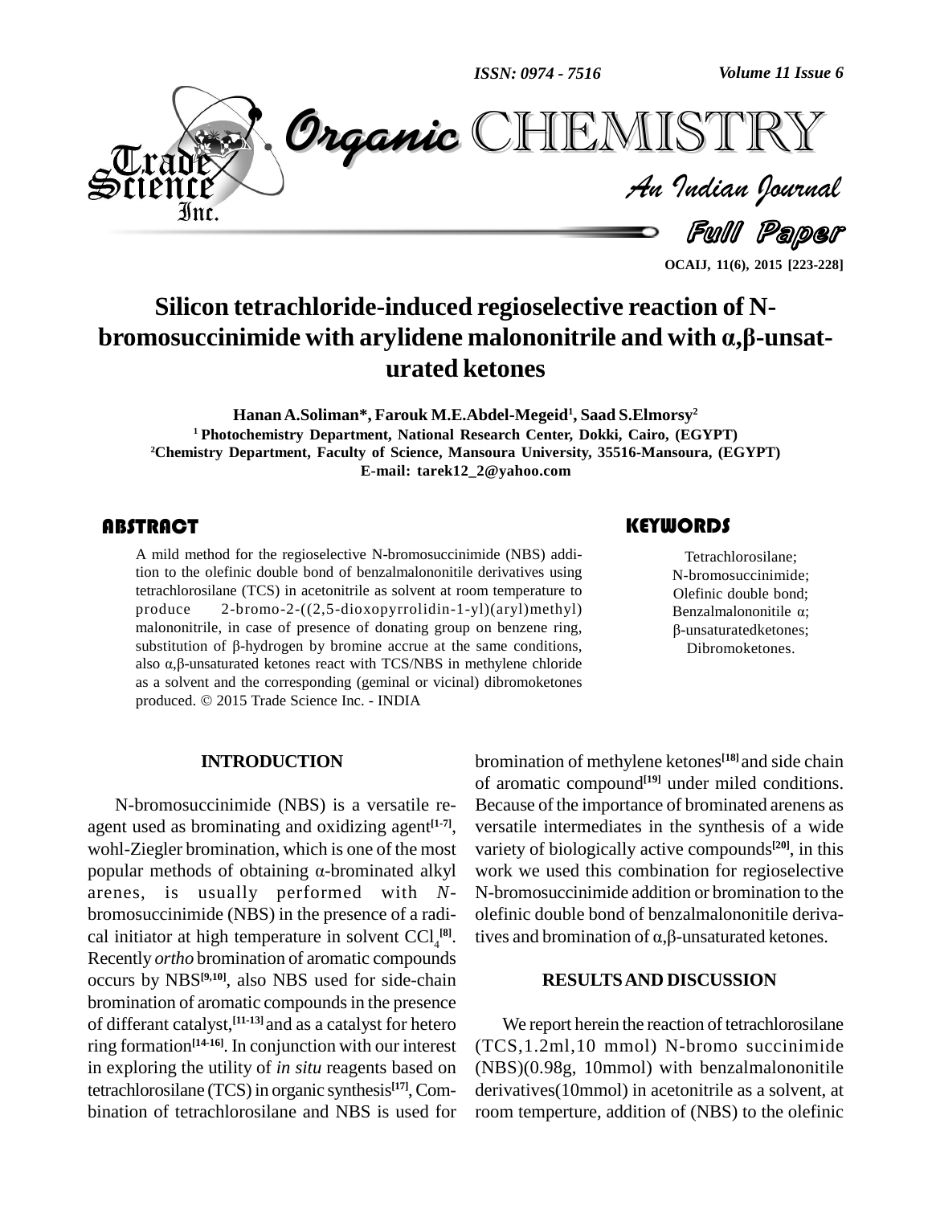# Silicon tetrachloride-induced regioselective reaction of N-bromosuccinimide with arylidene malononitrile and with α,β-unsaturated ketones

**Hanan A.Soliman\*, Farouk M.E.Abdel-Megeid[1], Saad S.Elmorsy[2]**

[1] Photochemistry Department, National Research Center, Dokki, Cairo, (EGYPT)
[2] Chemistry Department, Faculty of Science, Mansoura University, 35516-Mansoura, (EGYPT)
E-mail: tarek12_2@yahoo.com

## ABSTRACT

A mild method for the regioselective N-bromosuccinimide (NBS) addition to the olefinic double bond of benzalmalononitile derivatives using tetrachlorosilane (TCS) in acetonitrile as solvent at room temperature to produce 2-bromo-2-((2,5-dioxopyrrolidin-1-yl)(aryl)methyl) malononitrile, in case of presence of donating group on benzene ring, substitution of β-hydrogen by bromine accrue at the same conditions, also α,β-unsaturated ketones react with TCS/NBS in methylene chloride as a solvent and the corresponding (geminal or vicinal) dibromoketones produced. © 2015 Trade Science Inc. - INDIA

## KEYWORDS

Tetrachlorosilane;
N-bromosuccinimide;
Olefinic double bond;
Benzalmalononitile α;
β-unsaturatedketones;
Dibromoketones.

## INTRODUCTION

N-bromosuccinimide (NBS) is a versatile reagent used as brominating and oxidizing agent[1-7], wohl-Ziegler bromination, which is one of the most popular methods of obtaining α-brominated alkyl arenes, is usually performed with *N*-bromosuccinimide (NBS) in the presence of a radical initiator at high temperature in solvent $CCl_4$[8]. Recently *ortho* bromination of aromatic compounds occurs by NBS[9,10], also NBS used for side-chain bromination of aromatic compounds in the presence of differant catalyst,[11-13] and as a catalyst for hetero ring formation[14-16]. In conjunction with our interest in exploring the utility of *in situ* reagents based on tetrachlorosilane (TCS) in organic synthesis[17], Combination of tetrachlorosilane and NBS is used for bromination of methylene ketones[18] and side chain of aromatic compound[19] under miled conditions. Because of the importance of brominated arenens as versatile intermediates in the synthesis of a wide variety of biologically active compounds[20], in this work we used this combination for regioselective N-bromosuccinimide addition or bromination to the olefinic double bond of benzalmalononitile derivatives and bromination of α,β-unsaturated ketones.

## RESULTS AND DISCUSSION

We report herein the reaction of tetrachlorosilane (TCS,1.2ml,10 mmol) N-bromo succinimide (NBS)(0.98g, 10mmol) with benzalmalononitile derivatives(10mmol) in acetonitrile as a solvent, at room temperture, addition of (NBS) to the olefinic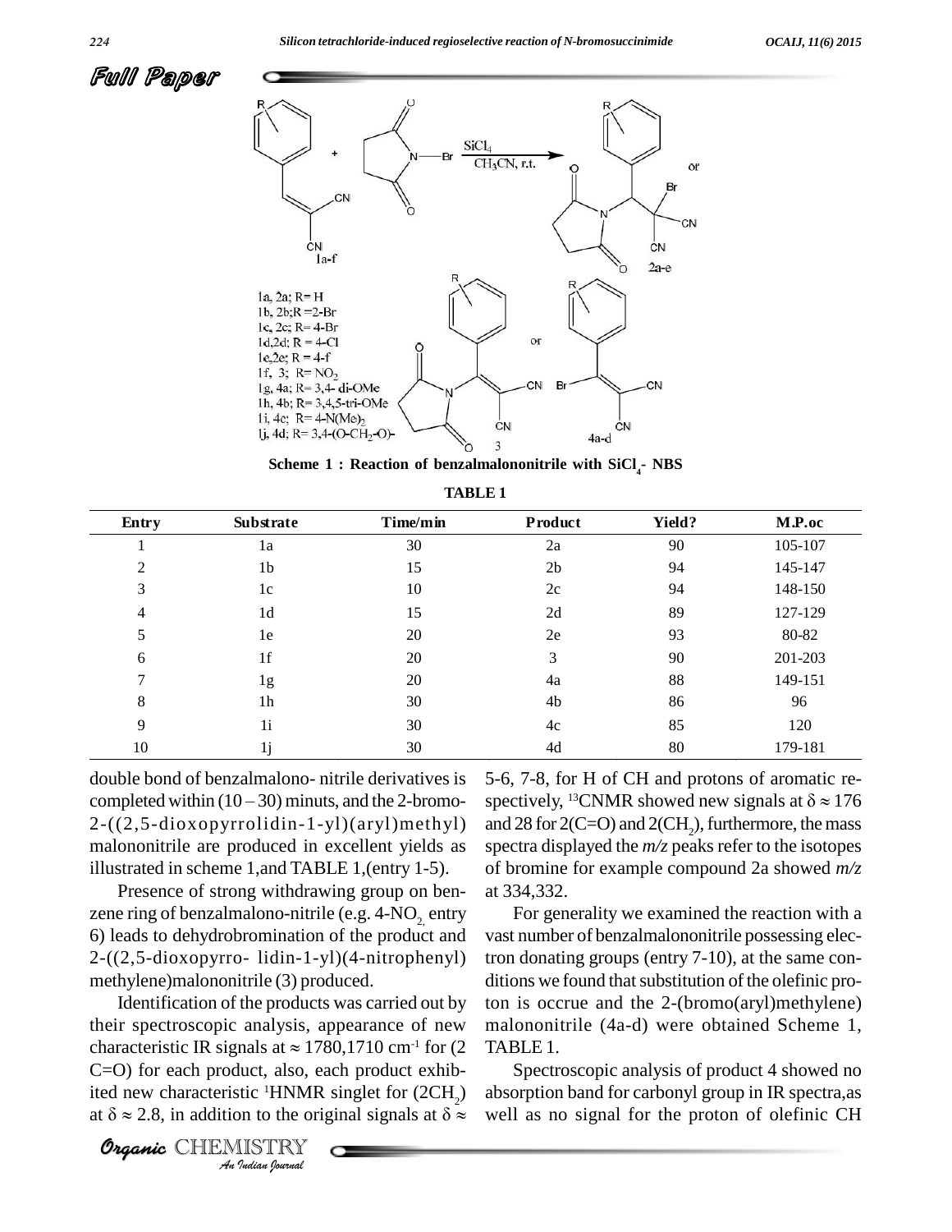Scheme 1 : Reaction of benzalmalononitrile with $SiCl_4$- NBS

TABLE 1

| Entry | Substrate | Time/min | Product | Yield? | M.P.oc |
|---|---|---|---|---|---|
| 1 | 1a | 30 | 2a | 90 | 105-107 |
| 2 | 1b | 15 | 2b | 94 | 145-147 |
| 3 | 1c | 10 | 2c | 94 | 148-150 |
| 4 | 1d | 15 | 2d | 89 | 127-129 |
| 5 | 1e | 20 | 2e | 93 | 80-82 |
| 6 | 1f | 20 | 3 | 90 | 201-203 |
| 7 | 1g | 20 | 4a | 88 | 149-151 |
| 8 | 1h | 30 | 4b | 86 | 96 |
| 9 | 1i | 30 | 4c | 85 | 120 |
| 10 | 1j | 30 | 4d | 80 | 179-181 |

double bond of benzalmalono- nitrile derivatives is completed within (10 – 30) minuts, and the 2-bromo-2-((2,5-dioxopyrrolidin-1-yl)(aryl)methyl) malononitrile are produced in excellent yields as illustrated in scheme 1,and TABLE 1,(entry 1-5).

Presence of strong withdrawing group on benzene ring of benzalmalono-nitrile (e.g. 4-$NO_2$, entry 6) leads to dehydrobromination of the product and 2-((2,5-dioxopyrro- lidin-1-yl)(4-nitrophenyl) methylene)malononitrile (3) produced.

Identification of the products was carried out by their spectroscopic analysis, appearance of new characteristic IR signals at $\approx$ 1780,1710 $cm^{-1}$ for (2 C=O) for each product, also, each product exhibited new characteristic [1]HNMR singlet for ($2CH_2$) at $\delta \approx 2.8$, in addition to the original signals at $\delta \approx$ 5-6, 7-8, for H of CH and protons of aromatic respectively, [13]CNMR showed new signals at $\delta \approx 176$ and 28 for 2(C=O) and 2($CH_2$), furthermore, the mass spectra displayed the *m/z* peaks refer to the isotopes of bromine for example compound 2a showed *m/z* at 334,332.

For generality we examined the reaction with a vast number of benzalmalononitrile possessing electron donating groups (entry 7-10), at the same conditions we found that substitution of the olefinic proton is occrue and the 2-(bromo(aryl)methylene) malononitrile (4a-d) were obtained Scheme 1, TABLE 1.

Spectroscopic analysis of product 4 showed no absorption band for carbonyl group in IR spectra,as well as no signal for the proton of olefinic CH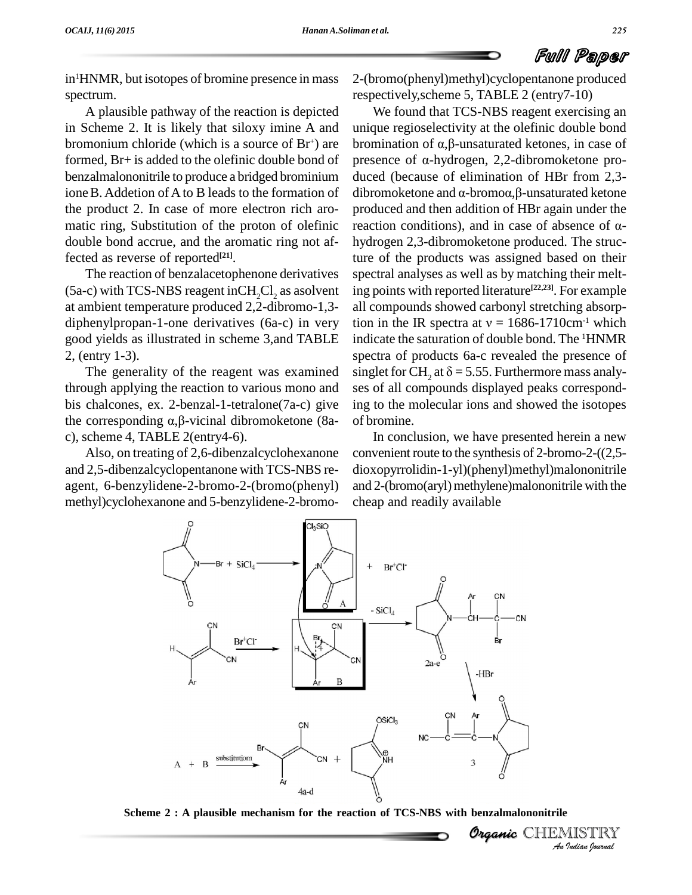in[1]HNMR, but isotopes of bromine presence in mass spectrum.

A plausible pathway of the reaction is depicted in Scheme 2. It is likely that siloxy imine A and bromonium chloride (which is a source of $Br^+$) are formed, Br+ is added to the olefinic double bond of benzalmalononitrile to produce a bridged brominium ione B. Addetion of A to B leads to the formation of the product 2. In case of more electron rich aromatic ring, Substitution of the proton of olefinic double bond accrue, and the aromatic ring not affected as reverse of reported[21].

The reaction of benzalacetophenone derivatives (5a-c) with TCS-NBS reagent in $CH_2Cl_2$ as asolvent at ambient temperature produced 2,2-dibromo-1,3-diphenylpropan-1-one derivatives (6a-c) in very good yields as illustrated in scheme 3,and TABLE 2, (entry 1-3).

The generality of the reagent was examined through applying the reaction to various mono and bis chalcones, ex. 2-benzal-1-tetralone(7a-c) give the corresponding α,β-vicinal dibromoketone (8a-c), scheme 4, TABLE 2(entry4-6).

Also, on treating of 2,6-dibenzalcyclohexanone and 2,5-dibenzalcyclopentanone with TCS-NBS reagent, 6-benzylidene-2-bromo-2-(bromo(phenyl) methyl)cyclohexanone and 5-benzylidene-2-bromo-2-(bromo(phenyl)methyl)cyclopentanone produced respectively,scheme 5, TABLE 2 (entry7-10)

We found that TCS-NBS reagent exercising an unique regioselectivity at the olefinic double bond bromination of α,β-unsaturated ketones, in case of presence of α-hydrogen, 2,2-dibromoketone produced (because of elimination of HBr from 2,3-dibromoketone and α-bromoα,β-unsaturated ketone produced and then addition of HBr again under the reaction conditions), and in case of absence of α-hydrogen 2,3-dibromoketone produced. The structure of the products was assigned based on their spectral analyses as well as by matching their melting points with reported literature[22,23]. For example all compounds showed carbonyl stretching absorption in the IR spectra at $\nu$ = 1686-1710cm$^{-1}$ which indicate the saturation of double bond. The [1]HNMR spectra of products 6a-c revealed the presence of singlet for $CH_2$ at $\delta$ = 5.55. Furthermore mass analyses of all compounds displayed peaks corresponding to the molecular ions and showed the isotopes of bromine.

In conclusion, we have presented herein a new convenient route to the synthesis of 2-bromo-2-((2,5-dioxopyrrolidin-1-yl)(phenyl)methyl)malononitrile and 2-(bromo(aryl) methylene)malononitrile with the cheap and readily available

**Scheme 2 : A plausible mechanism for the reaction of TCS-NBS with benzalmalononitrile**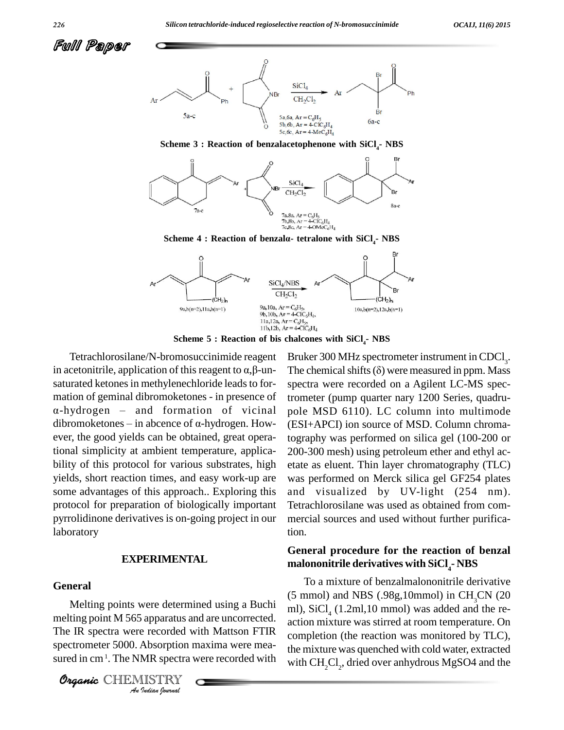**Scheme 3 : Reaction of benzalacetophenone with $SiCl_4$- NBS**

**Scheme 4 : Reaction of benzalα- tetralone with $SiCl_4$- NBS**

**Scheme 5 : Reaction of bis chalcones with $SiCl_4$- NBS**

Tetrachlorosilane/N-bromosuccinimide reagent in acetonitrile, application of this reagent to α,β-unsaturated ketones in methylenechloride leads to formation of geminal dibromoketones - in presence of α-hydrogen – and formation of vicinal dibromoketones – in abcence of α-hydrogen. However, the good yields can be obtained, great operational simplicity at ambient temperature, applicability of this protocol for various substrates, high yields, short reaction times, and easy work-up are some advantages of this approach.. Exploring this protocol for preparation of biologically important pyrrolidinone derivatives is on-going project in our laboratory

## EXPERIMENTAL

### General

Melting points were determined using a Buchi melting point M 565 apparatus and are uncorrected. The IR spectra were recorded with Mattson FTIR spectrometer 5000. Absorption maxima were measured in $cm^{-1}$. The NMR spectra were recorded with Bruker 300 MHz spectrometer instrument in $CDCl_3$. The chemical shifts (δ) were measured in ppm. Mass spectra were recorded on a Agilent LC-MS spectrometer (pump quarter nary 1200 Series, quadrupole MSD 6110). LC column into multimode (ESI+APCI) ion source of MSD. Column chromatography was performed on silica gel (100-200 or 200-300 mesh) using petroleum ether and ethyl acetate as eluent. Thin layer chromatography (TLC) was performed on Merck silica gel GF254 plates and visualized by UV-light (254 nm). Tetrachlorosilane was used as obtained from commercial sources and used without further purification.

### General procedure for the reaction of benzal malononitrile derivatives with $SiCl_4$- NBS

To a mixture of benzalmalononitrile derivative (5 mmol) and NBS (.98g,10mmol) in $CH_3CN$ (20 ml), $SiCl_4$ (1.2ml,10 mmol) was added and the reaction mixture was stirred at room temperature. On completion (the reaction was monitored by TLC), the mixture was quenched with cold water, extracted with $CH_2Cl_2$, dried over anhydrous MgSO4 and the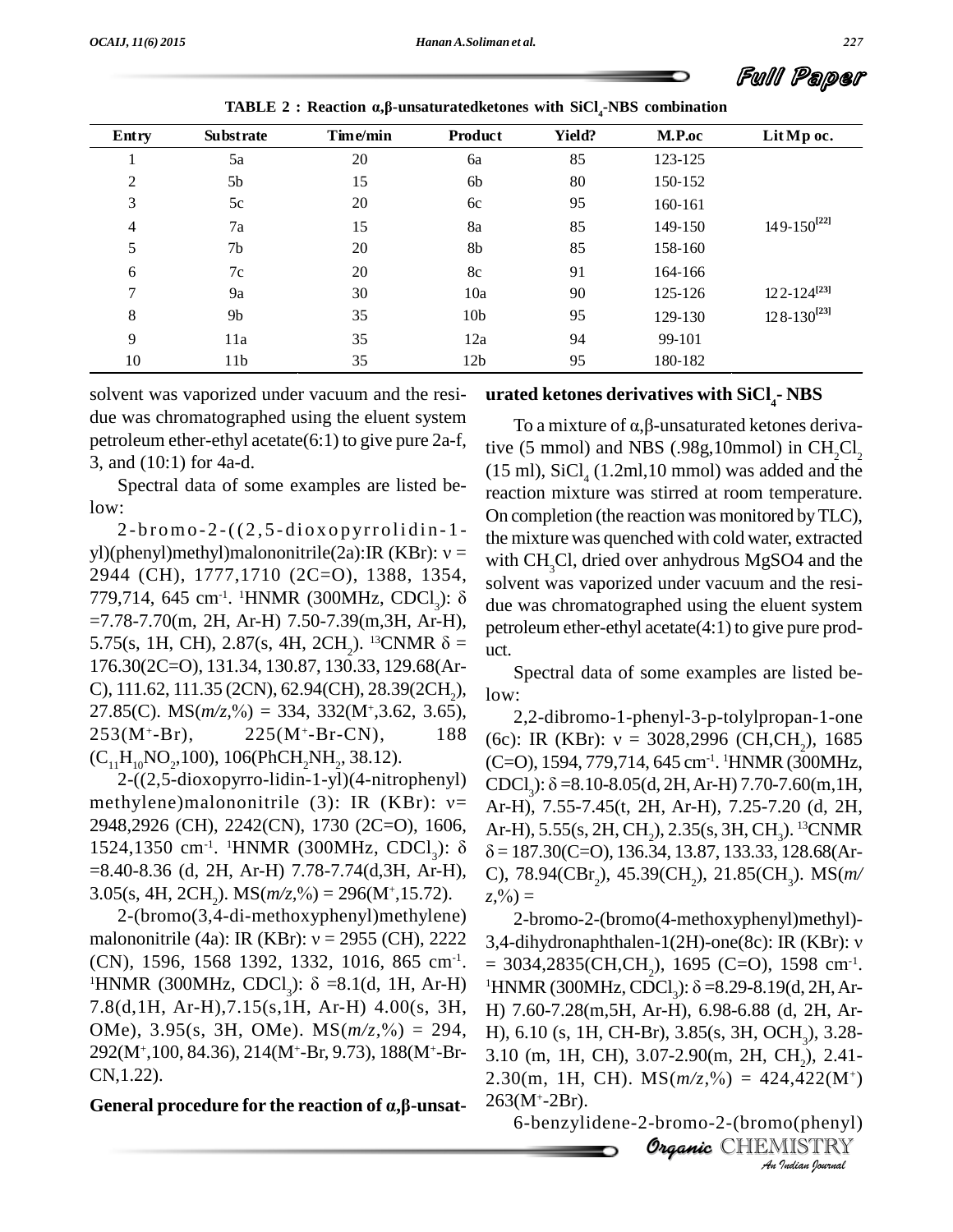TABLE 2 : Reaction α,β-unsaturatedketones with $SiCl_4$-NBS combination

| Entry | Substrate | Time/min | Product | Yield? | M.P.oc | Lit Mp oc. |
|---|---|---|---|---|---|---|
| 1 | 5a | 20 | 6a | 85 | 123-125 | |
| 2 | 5b | 15 | 6b | 80 | 150-152 | |
| 3 | 5c | 20 | 6c | 95 | 160-161 | |
| 4 | 7a | 15 | 8a | 85 | 149-150 | 149-150[22] |
| 5 | 7b | 20 | 8b | 85 | 158-160 | |
| 6 | 7c | 20 | 8c | 91 | 164-166 | |
| 7 | 9a | 30 | 10a | 90 | 125-126 | 122-124[23] |
| 8 | 9b | 35 | 10b | 95 | 129-130 | 128-130[23] |
| 9 | 11a | 35 | 12a | 94 | 99-101 | |
| 10 | 11b | 35 | 12b | 95 | 180-182 | |

solvent was vaporized under vacuum and the residue was chromatographed using the eluent system petroleum ether-ethyl acetate(6:1) to give pure 2a-f, 3, and (10:1) for 4a-d.

Spectral data of some examples are listed below:

2-bromo-2-((2,5-dioxopyrrolidin-1-yl)(phenyl)methyl)malononitrile(2a):IR (KBr): ν = 2944 (CH), 1777,1710 (2C=O), 1388, 1354, 779,714, 645 $cm^{-1}$. $^1$HNMR (300MHz, $CDCl_3$): δ =7.78-7.70(m, 2H, Ar-H) 7.50-7.39(m,3H, Ar-H), 5.75(s, 1H, CH), 2.87(s, 4H, $2CH_2$). $^{13}$CNMR δ = 176.30(2C=O), 131.34, 130.87, 130.33, 129.68(Ar-C), 111.62, 111.35 (2CN), 62.94(CH), 28.39($2CH_2$), 27.85(C). MS(*m/z*,%) = 334, 332($M^+$,3.62, 3.65), 253($M^+$-Br), 225($M^+$-Br-CN), 188 ($C_{11}H_{10}NO_2$,100), 106($PhCH_2NH_2$, 38.12).

2-((2,5-dioxopyrro-lidin-1-yl)(4-nitrophenyl) methylene)malononitrile (3): IR (KBr): ν= 2948,2926 (CH), 2242(CN), 1730 (2C=O), 1606, 1524,1350 $cm^{-1}$. $^1$HNMR (300MHz, $CDCl_3$): δ =8.40-8.36 (d, 2H, Ar-H) 7.78-7.74(d,3H, Ar-H), 3.05(s, 4H, $2CH_2$). MS(*m/z*,%) = 296($M^+$,15.72).

2-(bromo(3,4-di-methoxyphenyl)methylene) malononitrile (4a): IR (KBr): ν = 2955 (CH), 2222 (CN), 1596, 1568 1392, 1332, 1016, 865 $cm^{-1}$. $^1$HNMR (300MHz, $CDCl_3$): δ =8.1(d, 1H, Ar-H) 7.8(d,1H, Ar-H),7.15(s,1H, Ar-H) 4.00(s, 3H, OMe), 3.95(s, 3H, OMe). MS(*m/z*,%) = 294, 292($M^+$,100, 84.36), 214($M^+$-Br, 9.73), 188($M^+$-Br-CN,1.22).

**General procedure for the reaction of α,β-unsaturated ketones derivatives with $SiCl_4$- NBS**

To a mixture of α,β-unsaturated ketones derivative (5 mmol) and NBS (.98g,10mmol) in $CH_2Cl_2$ (15 ml), $SiCl_4$ (1.2ml,10 mmol) was added and the reaction mixture was stirred at room temperature. On completion (the reaction was monitored by TLC), the mixture was quenched with cold water, extracted with $CH_3Cl$, dried over anhydrous MgSO4 and the solvent was vaporized under vacuum and the residue was chromatographed using the eluent system petroleum ether-ethyl acetate(4:1) to give pure product.

Spectral data of some examples are listed below:

2,2-dibromo-1-phenyl-3-p-tolylpropan-1-one (6c): IR (KBr): ν = 3028,2996 (CH,$CH_2$), 1685 (C=O), 1594, 779,714, 645 $cm^{-1}$. $^1$HNMR (300MHz, $CDCl_3$): δ =8.10-8.05(d, 2H, Ar-H) 7.70-7.60(m,1H, Ar-H), 7.55-7.45(t, 2H, Ar-H), 7.25-7.20 (d, 2H, Ar-H), 5.55(s, 2H, $CH_2$), 2.35(s, 3H, $CH_3$). $^{13}$CNMR δ = 187.30(C=O), 136.34, 13.87, 133.33, 128.68(Ar-C), 78.94($CBr_2$), 45.39($CH_2$), 21.85($CH_3$). MS(*m/z*,%) =

2-bromo-2-(bromo(4-methoxyphenyl)methyl)-3,4-dihydronaphthalen-1(2H)-one(8c): IR (KBr): ν = 3034,2835(CH,$CH_2$), 1695 (C=O), 1598 $cm^{-1}$. $^1$HNMR (300MHz, $CDCl_3$): δ =8.29-8.19(d, 2H, Ar-H) 7.60-7.28(m,5H, Ar-H), 6.98-6.88 (d, 2H, Ar-H), 6.10 (s, 1H, CH-Br), 3.85(s, 3H, $OCH_3$), 3.28-3.10 (m, 1H, CH), 3.07-2.90(m, 2H, $CH_2$), 2.41-2.30(m, 1H, CH). MS(*m/z*,%) = 424,422($M^+$) 263($M^+$-2Br).

6-benzylidene-2-bromo-2-(bromo(phenyl)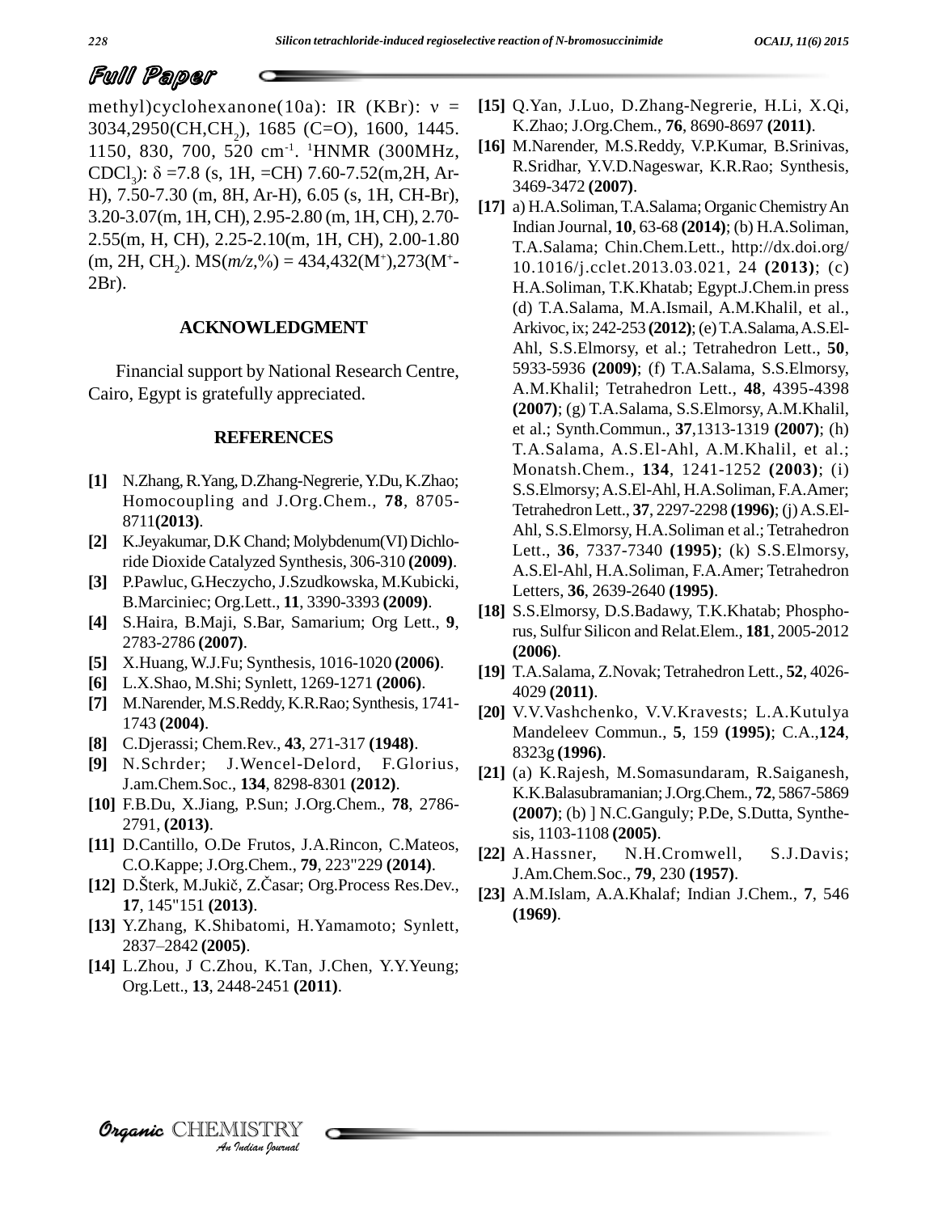methyl)cyclohexanone(10a): IR (KBr): ν = 3034,2950(CH,$CH_2$), 1685 (C=O), 1600, 1445. 1150, 830, 700, 520 $cm^{-1}$. $^1$HNMR (300MHz, $CDCl_3$): δ =7.8 (s, 1H, =CH) 7.60-7.52(m,2H, Ar-H), 7.50-7.30 (m, 8H, Ar-H), 6.05 (s, 1H, CH-Br), 3.20-3.07(m, 1H, CH), 2.95-2.80 (m, 1H, CH), 2.70-2.55(m, H, CH), 2.25-2.10(m, 1H, CH), 2.00-1.80 (m, 2H, $CH_2$). MS(*m/z*,%) = 434,432($M^+$),273($M^+$-2Br).

## ACKNOWLEDGMENT

Financial support by National Research Centre, Cairo, Egypt is gratefully appreciated.

## REFERENCES

**[1]** N.Zhang, R.Yang, D.Zhang-Negrerie, Y.Du, K.Zhao; Homocoupling and J.Org.Chem., **78**, 8705-8711**(2013)**.

**[2]** K.Jeyakumar, D.K Chand; Molybdenum(VI) Dichloride Dioxide Catalyzed Synthesis, 306-310 **(2009)**.

**[3]** P.Pawluc, G.Heczycho, J.Szudkowska, M.Kubicki, B.Marciniec; Org.Lett., **11**, 3390-3393 **(2009)**.

**[4]** S.Haira, B.Maji, S.Bar, Samarium; Org Lett., **9**, 2783-2786 **(2007)**.

**[5]** X.Huang, W.J.Fu; Synthesis, 1016-1020 **(2006)**.

**[6]** L.X.Shao, M.Shi; Synlett, 1269-1271 **(2006)**.

**[7]** M.Narender, M.S.Reddy, K.R.Rao; Synthesis, 1741-1743 **(2004)**.

**[8]** C.Djerassi; Chem.Rev., **43**, 271-317 **(1948)**.

**[9]** N.Schrder; J.Wencel-Delord, F.Glorius, J.am.Chem.Soc., **134**, 8298-8301 **(2012)**.

**[10]** F.B.Du, X.Jiang, P.Sun; J.Org.Chem., **78**, 2786-2791, **(2013)**.

**[11]** D.Cantillo, O.De Frutos, J.A.Rincon, C.Mateos, C.O.Kappe; J.Org.Chem., **79**, 223"229 **(2014)**.

**[12]** D.Šterk, M.Jukič, Z.Časar; Org.Process Res.Dev., **17**, 145"151 **(2013)**.

**[13]** Y.Zhang, K.Shibatomi, H.Yamamoto; Synlett, 2837–2842 **(2005)**.

**[14]** L.Zhou, J C.Zhou, K.Tan, J.Chen, Y.Y.Yeung; Org.Lett., **13**, 2448-2451 **(2011)**.

**[15]** Q.Yan, J.Luo, D.Zhang-Negrerie, H.Li, X.Qi, K.Zhao; J.Org.Chem., **76**, 8690-8697 **(2011)**.

**[16]** M.Narender, M.S.Reddy, V.P.Kumar, B.Srinivas, R.Sridhar, Y.V.D.Nageswar, K.R.Rao; Synthesis, 3469-3472 **(2007)**.

**[17]** a) H.A.Soliman, T.A.Salama; Organic Chemistry An Indian Journal, **10**, 63-68 **(2014)**; (b) H.A.Soliman, T.A.Salama; Chin.Chem.Lett., http://dx.doi.org/10.1016/j.cclet.2013.03.021, 24 **(2013)**; (c) H.A.Soliman, T.K.Khatab; Egypt.J.Chem.in press (d) T.A.Salama, M.A.Ismail, A.M.Khalil, et al., Arkivoc, ix; 242-253 **(2012)**; (e) T.A.Salama, A.S.El-Ahl, S.S.Elmorsy, et al.; Tetrahedron Lett., **50**, 5933-5936 **(2009)**; (f) T.A.Salama, S.S.Elmorsy, A.M.Khalil; Tetrahedron Lett., **48**, 4395-4398 **(2007)**; (g) T.A.Salama, S.S.Elmorsy, A.M.Khalil, et al.; Synth.Commun., **37**,1313-1319 **(2007)**; (h) T.A.Salama, A.S.El-Ahl, A.M.Khalil, et al.; Monatsh.Chem., **134**, 1241-1252 **(2003)**; (i) S.S.Elmorsy; A.S.El-Ahl, H.A.Soliman, F.A.Amer; Tetrahedron Lett., **37**, 2297-2298 **(1996)**; (j) A.S.El-Ahl, S.S.Elmorsy, H.A.Soliman et al.; Tetrahedron Lett., **36**, 7337-7340 **(1995)**; (k) S.S.Elmorsy, A.S.El-Ahl, H.A.Soliman, F.A.Amer; Tetrahedron Letters, **36**, 2639-2640 **(1995)**.

**[18]** S.S.Elmorsy, D.S.Badawy, T.K.Khatab; Phosphorus, Sulfur Silicon and Relat.Elem., **181**, 2005-2012 **(2006)**.

**[19]** T.A.Salama, Z.Novak; Tetrahedron Lett., **52**, 4026-4029 **(2011)**.

**[20]** V.V.Vashchenko, V.V.Kravests; L.A.Kutulya Mandeleev Commun., **5**, 159 **(1995)**; C.A.,**124**, 8323g **(1996)**.

**[21]** (a) K.Rajesh, M.Somasundaram, R.Saiganesh, K.K.Balasubramanian; J.Org.Chem., **72**, 5867-5869 **(2007)**; (b) ] N.C.Ganguly; P.De, S.Dutta, Synthesis, 1103-1108 **(2005)**.

**[22]** A.Hassner, N.H.Cromwell, S.J.Davis; J.Am.Chem.Soc., **79**, 230 **(1957)**.

**[23]** A.M.Islam, A.A.Khalaf; Indian J.Chem., **7**, 546 **(1969)**.